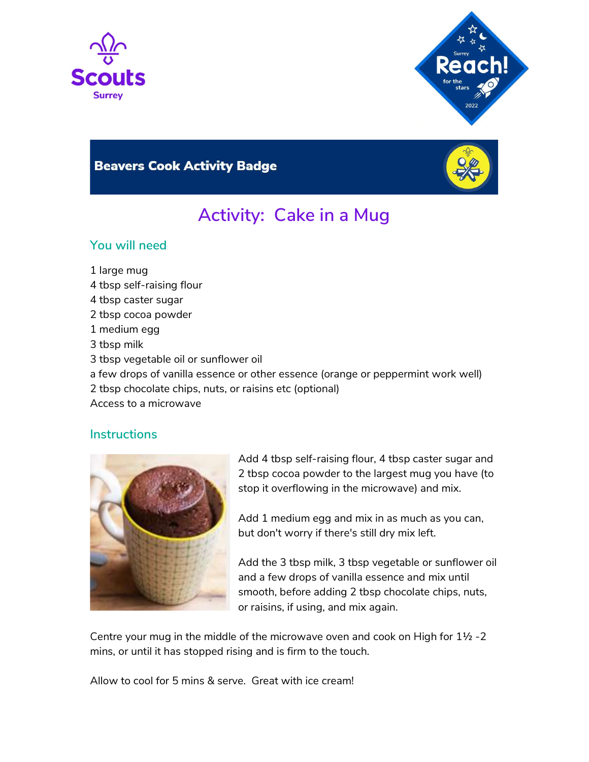Scouts
Surrey

Surrey Reach! for the stars 2022

## Beavers Cook Activity Badge

# Activity: Cake in a Mug

### You will need

1 large mug
4 tbsp self-raising flour
4 tbsp caster sugar
2 tbsp cocoa powder
1 medium egg
3 tbsp milk
3 tbsp vegetable oil or sunflower oil
a few drops of vanilla essence or other essence (orange or peppermint work well)
2 tbsp chocolate chips, nuts, or raisins etc (optional)
Access to a microwave

### Instructions

Add 4 tbsp self-raising flour, 4 tbsp caster sugar and 2 tbsp cocoa powder to the largest mug you have (to stop it overflowing in the microwave) and mix.

Add 1 medium egg and mix in as much as you can, but don't worry if there's still dry mix left.

Add the 3 tbsp milk, 3 tbsp vegetable or sunflower oil and a few drops of vanilla essence and mix until smooth, before adding 2 tbsp chocolate chips, nuts, or raisins, if using, and mix again.

Centre your mug in the middle of the microwave oven and cook on High for 1½ -2 mins, or until it has stopped rising and is firm to the touch.

Allow to cool for 5 mins & serve. Great with ice cream!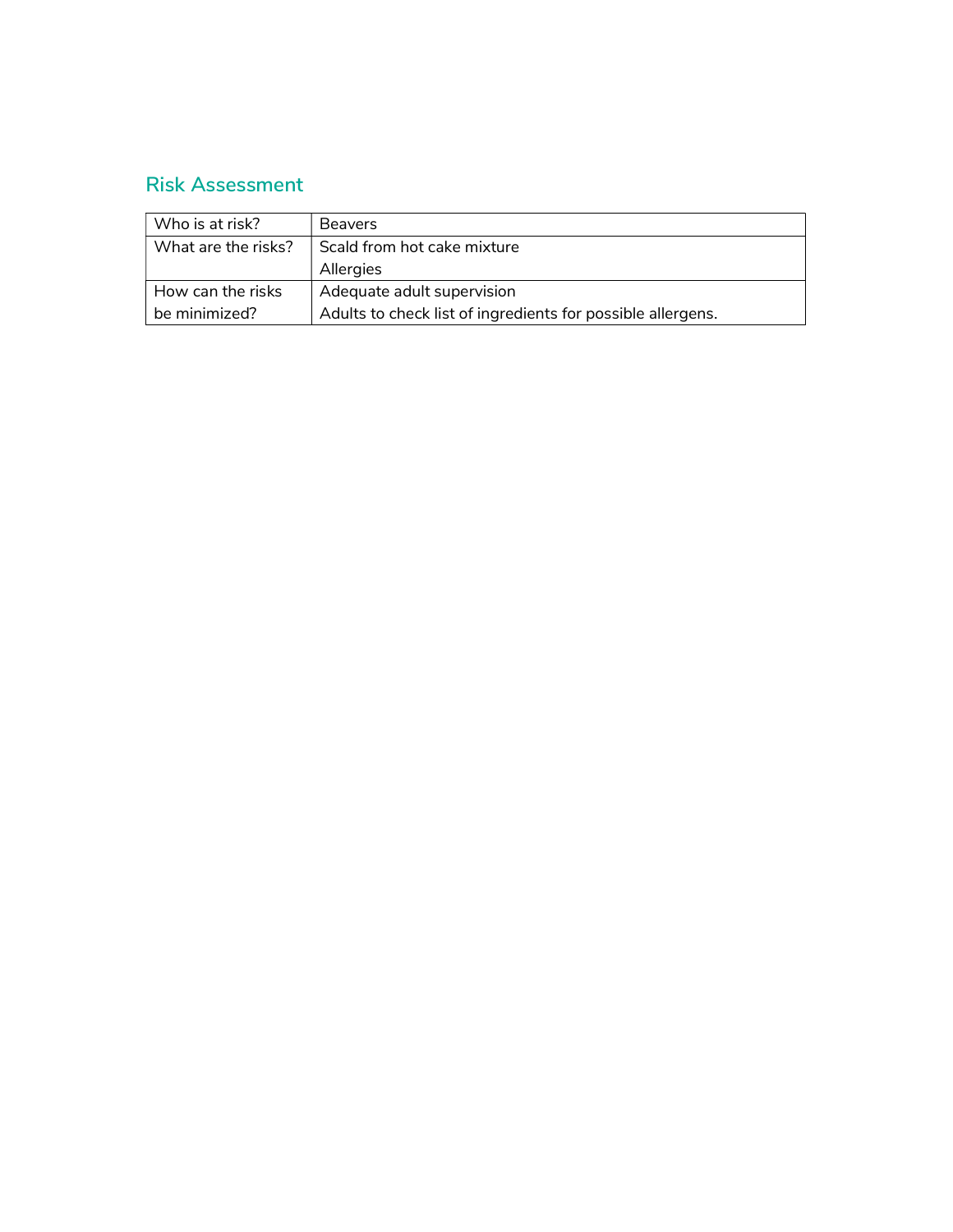## Risk Assessment

| | |
|---|---|
| Who is at risk? | Beavers |
| What are the risks? | Scald from hot cake mixture<br>Allergies |
| How can the risks be minimized? | Adequate adult supervision<br>Adults to check list of ingredients for possible allergens. |